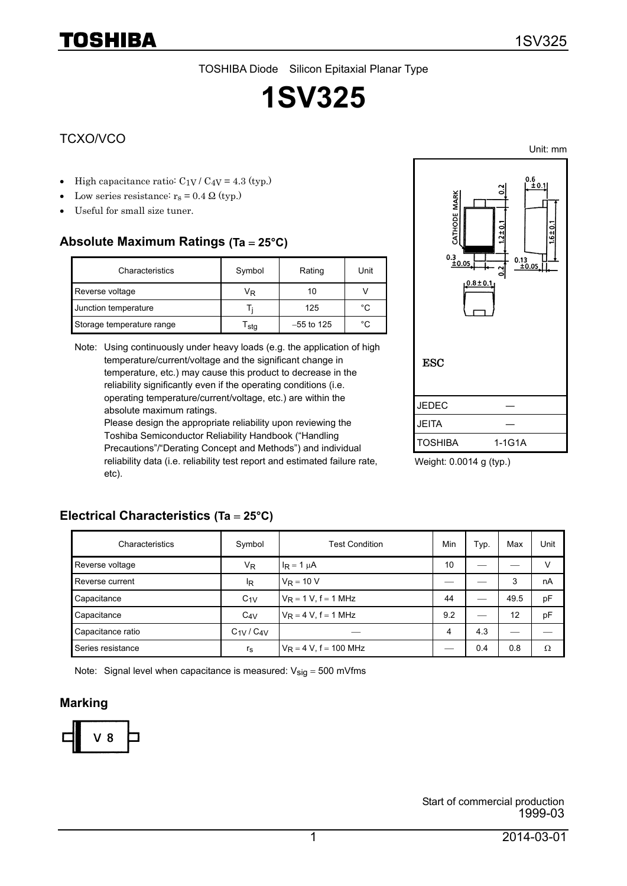TOSHIBA Diode Silicon Epitaxial Planar Type

# 1SV325

TCXO/VCO

Unit: mm

- High capacitance ratio: $C_{1V}$ / $C_{4V}$ = 4.3 (typ.)
- Low series resistance: $r_s$ = 0.4 Ω (typ.)
- Useful for small size tuner.

## Absolute Maximum Ratings (Ta = 25°C)

| Characteristics | Symbol | Rating | Unit |
|---|---|---|---|
| Reverse voltage | $V_R$ | 10 | V |
| Junction temperature | $T_j$ | 125 | °C |
| Storage temperature range | $T_{stg}$ | −55 to 125 | °C |

Note: Using continuously under heavy loads (e.g. the application of high temperature/current/voltage and the significant change in temperature, etc.) may cause this product to decrease in the reliability significantly even if the operating conditions (i.e. operating temperature/current/voltage, etc.) are within the absolute maximum ratings.
Please design the appropriate reliability upon reviewing the Toshiba Semiconductor Reliability Handbook ("Handling Precautions"/"Derating Concept and Methods") and individual reliability data (i.e. reliability test report and estimated failure rate, etc).

ESC

| | |
|---|---|
| JEDEC | ― |
| JEITA | ― |
| TOSHIBA | 1-1G1A |

Weight: 0.0014 g (typ.)

## Electrical Characteristics (Ta = 25°C)

| Characteristics | Symbol | Test Condition | Min | Typ. | Max | Unit |
|---|---|---|---|---|---|---|
| Reverse voltage | $V_R$ | $I_R$ = 1 μA | 10 | ― | ― | V |
| Reverse current | $I_R$ | $V_R$ = 10 V | ― | ― | 3 | nA |
| Capacitance | $C_{1V}$ | $V_R$ = 1 V, f = 1 MHz | 44 | ― | 49.5 | pF |
| Capacitance | $C_{4V}$ | $V_R$ = 4 V, f = 1 MHz | 9.2 | ― | 12 | pF |
| Capacitance ratio | $C_{1V}$ / $C_{4V}$ | ― | 4 | 4.3 | ― | ― |
| Series resistance | $r_s$ | $V_R$ = 4 V, f = 100 MHz | ― | 0.4 | 0.8 | Ω |

Note: Signal level when capacitance is measured: $V_{sig}$ = 500 mVrms

## Marking

V 8

Start of commercial production
1999-03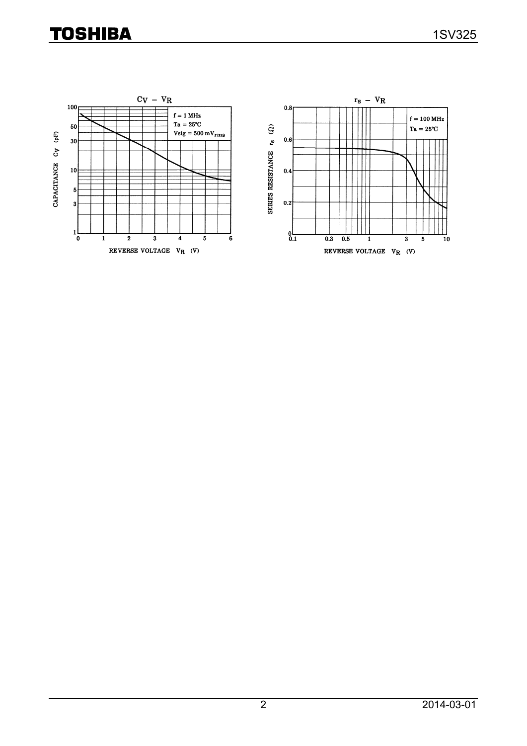## $C_V - V_R$

f = 1 MHz
Ta = 25°C
Vsig = 500 mV$_{rms}$

CAPACITANCE $C_V$ (pF)

REVERSE VOLTAGE $V_R$ (V)

## $r_s - V_R$

f = 100 MHz
Ta = 25°C

SERIES RESISTANCE $r_s$ (Ω)

REVERSE VOLTAGE $V_R$ (V)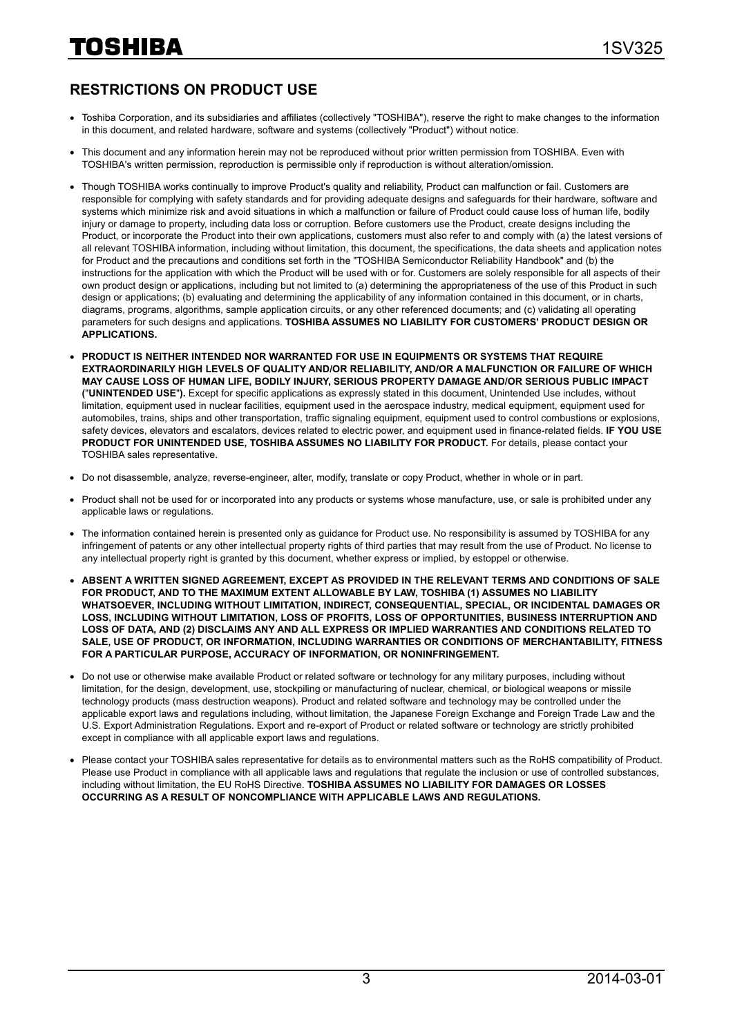## RESTRICTIONS ON PRODUCT USE

- Toshiba Corporation, and its subsidiaries and affiliates (collectively "TOSHIBA"), reserve the right to make changes to the information in this document, and related hardware, software and systems (collectively "Product") without notice.
- This document and any information herein may not be reproduced without prior written permission from TOSHIBA. Even with TOSHIBA's written permission, reproduction is permissible only if reproduction is without alteration/omission.
- Though TOSHIBA works continually to improve Product's quality and reliability, Product can malfunction or fail. Customers are responsible for complying with safety standards and for providing adequate designs and safeguards for their hardware, software and systems which minimize risk and avoid situations in which a malfunction or failure of Product could cause loss of human life, bodily injury or damage to property, including data loss or corruption. Before customers use the Product, create designs including the Product, or incorporate the Product into their own applications, customers must also refer to and comply with (a) the latest versions of all relevant TOSHIBA information, including without limitation, this document, the specifications, the data sheets and application notes for Product and the precautions and conditions set forth in the "TOSHIBA Semiconductor Reliability Handbook" and (b) the instructions for the application with which the Product will be used with or for. Customers are solely responsible for all aspects of their own product design or applications, including but not limited to (a) determining the appropriateness of the use of this Product in such design or applications; (b) evaluating and determining the applicability of any information contained in this document, or in charts, diagrams, programs, algorithms, sample application circuits, or any other referenced documents; and (c) validating all operating parameters for such designs and applications. **TOSHIBA ASSUMES NO LIABILITY FOR CUSTOMERS' PRODUCT DESIGN OR APPLICATIONS.**
- **PRODUCT IS NEITHER INTENDED NOR WARRANTED FOR USE IN EQUIPMENTS OR SYSTEMS THAT REQUIRE EXTRAORDINARILY HIGH LEVELS OF QUALITY AND/OR RELIABILITY, AND/OR A MALFUNCTION OR FAILURE OF WHICH MAY CAUSE LOSS OF HUMAN LIFE, BODILY INJURY, SERIOUS PROPERTY DAMAGE AND/OR SERIOUS PUBLIC IMPACT ("UNINTENDED USE").** Except for specific applications as expressly stated in this document, Unintended Use includes, without limitation, equipment used in nuclear facilities, equipment used in the aerospace industry, medical equipment, equipment used for automobiles, trains, ships and other transportation, traffic signaling equipment, equipment used to control combustions or explosions, safety devices, elevators and escalators, devices related to electric power, and equipment used in finance-related fields. **IF YOU USE PRODUCT FOR UNINTENDED USE, TOSHIBA ASSUMES NO LIABILITY FOR PRODUCT.** For details, please contact your TOSHIBA sales representative.
- Do not disassemble, analyze, reverse-engineer, alter, modify, translate or copy Product, whether in whole or in part.
- Product shall not be used for or incorporated into any products or systems whose manufacture, use, or sale is prohibited under any applicable laws or regulations.
- The information contained herein is presented only as guidance for Product use. No responsibility is assumed by TOSHIBA for any infringement of patents or any other intellectual property rights of third parties that may result from the use of Product. No license to any intellectual property right is granted by this document, whether express or implied, by estoppel or otherwise.
- **ABSENT A WRITTEN SIGNED AGREEMENT, EXCEPT AS PROVIDED IN THE RELEVANT TERMS AND CONDITIONS OF SALE FOR PRODUCT, AND TO THE MAXIMUM EXTENT ALLOWABLE BY LAW, TOSHIBA (1) ASSUMES NO LIABILITY WHATSOEVER, INCLUDING WITHOUT LIMITATION, INDIRECT, CONSEQUENTIAL, SPECIAL, OR INCIDENTAL DAMAGES OR LOSS, INCLUDING WITHOUT LIMITATION, LOSS OF PROFITS, LOSS OF OPPORTUNITIES, BUSINESS INTERRUPTION AND LOSS OF DATA, AND (2) DISCLAIMS ANY AND ALL EXPRESS OR IMPLIED WARRANTIES AND CONDITIONS RELATED TO SALE, USE OF PRODUCT, OR INFORMATION, INCLUDING WARRANTIES OR CONDITIONS OF MERCHANTABILITY, FITNESS FOR A PARTICULAR PURPOSE, ACCURACY OF INFORMATION, OR NONINFRINGEMENT.**
- Do not use or otherwise make available Product or related software or technology for any military purposes, including without limitation, for the design, development, use, stockpiling or manufacturing of nuclear, chemical, or biological weapons or missile technology products (mass destruction weapons). Product and related software and technology may be controlled under the applicable export laws and regulations including, without limitation, the Japanese Foreign Exchange and Foreign Trade Law and the U.S. Export Administration Regulations. Export and re-export of Product or related software or technology are strictly prohibited except in compliance with all applicable export laws and regulations.
- Please contact your TOSHIBA sales representative for details as to environmental matters such as the RoHS compatibility of Product. Please use Product in compliance with all applicable laws and regulations that regulate the inclusion or use of controlled substances, including without limitation, the EU RoHS Directive. **TOSHIBA ASSUMES NO LIABILITY FOR DAMAGES OR LOSSES OCCURRING AS A RESULT OF NONCOMPLIANCE WITH APPLICABLE LAWS AND REGULATIONS.**